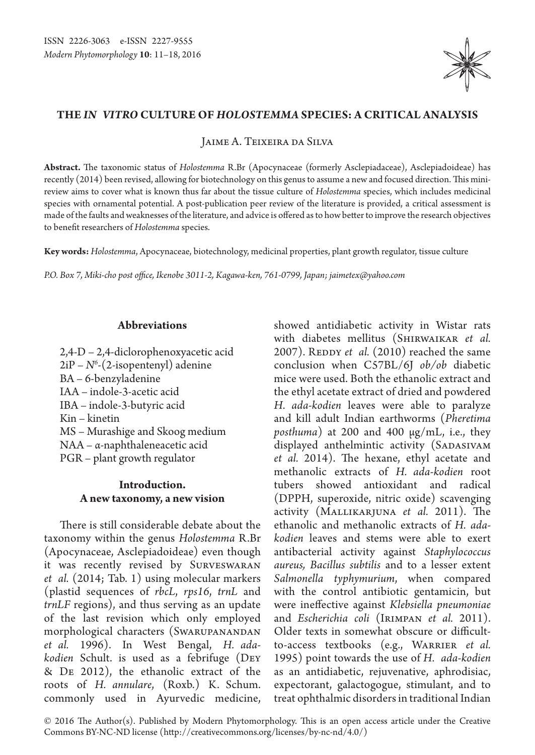ISSN 2226-3063 e-ISSN 2227-9555
*Modern Phytomorphology* **10**: 11–18, 2016

# THE *IN VITRO* CULTURE OF *HOLOSTEMMA* SPECIES: A CRITICAL ANALYSIS

Jaime A. Teixeira da Silva

**Abstract.** The taxonomic status of *Holostemma* R.Br (Apocynaceae (formerly Asclepiadaceae), Asclepiadoideae) has recently (2014) been revised, allowing for biotechnology on this genus to assume a new and focused direction. This mini-review aims to cover what is known thus far about the tissue culture of *Holostemma* species, which includes medicinal species with ornamental potential. A post-publication peer review of the literature is provided, a critical assessment is made of the faults and weaknesses of the literature, and advice is offered as to how better to improve the research objectives to benefit researchers of *Holostemma* species.

**Key words:** *Holostemma*, Apocynaceae, biotechnology, medicinal properties, plant growth regulator, tissue culture

*P.O. Box 7, Miki-cho post office, Ikenobe 3011-2, Kagawa-ken, 761-0799, Japan; jaimetex@yahoo.com*

## Abbreviations

2,4-D – 2,4-diclorophenoxyacetic acid
2iP – $N^6$-(2-isopentenyl) adenine
BA – 6-benzyladenine
IAA – indole-3-acetic acid
IBA – indole-3-butyric acid
Kin – kinetin
MS – Murashige and Skoog medium
NAA – α-naphthaleneacetic acid
PGR – plant growth regulator

## Introduction. A new taxonomy, a new vision

There is still considerable debate about the taxonomy within the genus *Holostemma* R.Br (Apocynaceae, Asclepiadoideae) even though it was recently revised by Surveswaran *et al.* (2014; Tab. 1) using molecular markers (plastid sequences of *rbcL*, *rps16*, *trnL* and *trnLF* regions), and thus serving as an update of the last revision which only employed morphological characters (Swarupanandan *et al.* 1996). In West Bengal, *H. ada-kodien* Schult. is used as a febrifuge (Dey & De 2012), the ethanolic extract of the roots of *H. annulare*, (Roxb.) K. Schum. commonly used in Ayurvedic medicine, showed antidiabetic activity in Wistar rats with diabetes mellitus (Shirwaikar *et al.* 2007). Reddy *et al.* (2010) reached the same conclusion when C57BL/6J *ob/ob* diabetic mice were used. Both the ethanolic extract and the ethyl acetate extract of dried and powdered *H. ada-kodien* leaves were able to paralyze and kill adult Indian earthworms (*Pheretima posthuma*) at 200 and 400 μg/mL, i.e., they displayed anthelmintic activity (Sadasivam *et al.* 2014). The hexane, ethyl acetate and methanolic extracts of *H. ada-kodien* root tubers showed antioxidant and radical (DPPH, superoxide, nitric oxide) scavenging activity (Mallikarjuna *et al.* 2011). The ethanolic and methanolic extracts of *H. ada-kodien* leaves and stems were able to exert antibacterial activity against *Staphylococcus aureus, Bacillus subtilis* and to a lesser extent *Salmonella typhymurium*, when compared with the control antibiotic gentamicin, but were ineffective against *Klebsiella pneumoniae* and *Escherichia coli* (Irimpan *et al.* 2011). Older texts in somewhat obscure or difficult-to-access textbooks (e.g., Warrier *et al.* 1995) point towards the use of *H. ada-kodien* as an antidiabetic, rejuvenative, aphrodisiac, expectorant, galactogogue, stimulant, and to treat ophthalmic disorders in traditional Indian

© 2016 The Author(s). Published by Modern Phytomorphology. This is an open access article under the Creative Commons BY-NC-ND license (http://creativecommons.org/licenses/by-nc-nd/4.0/)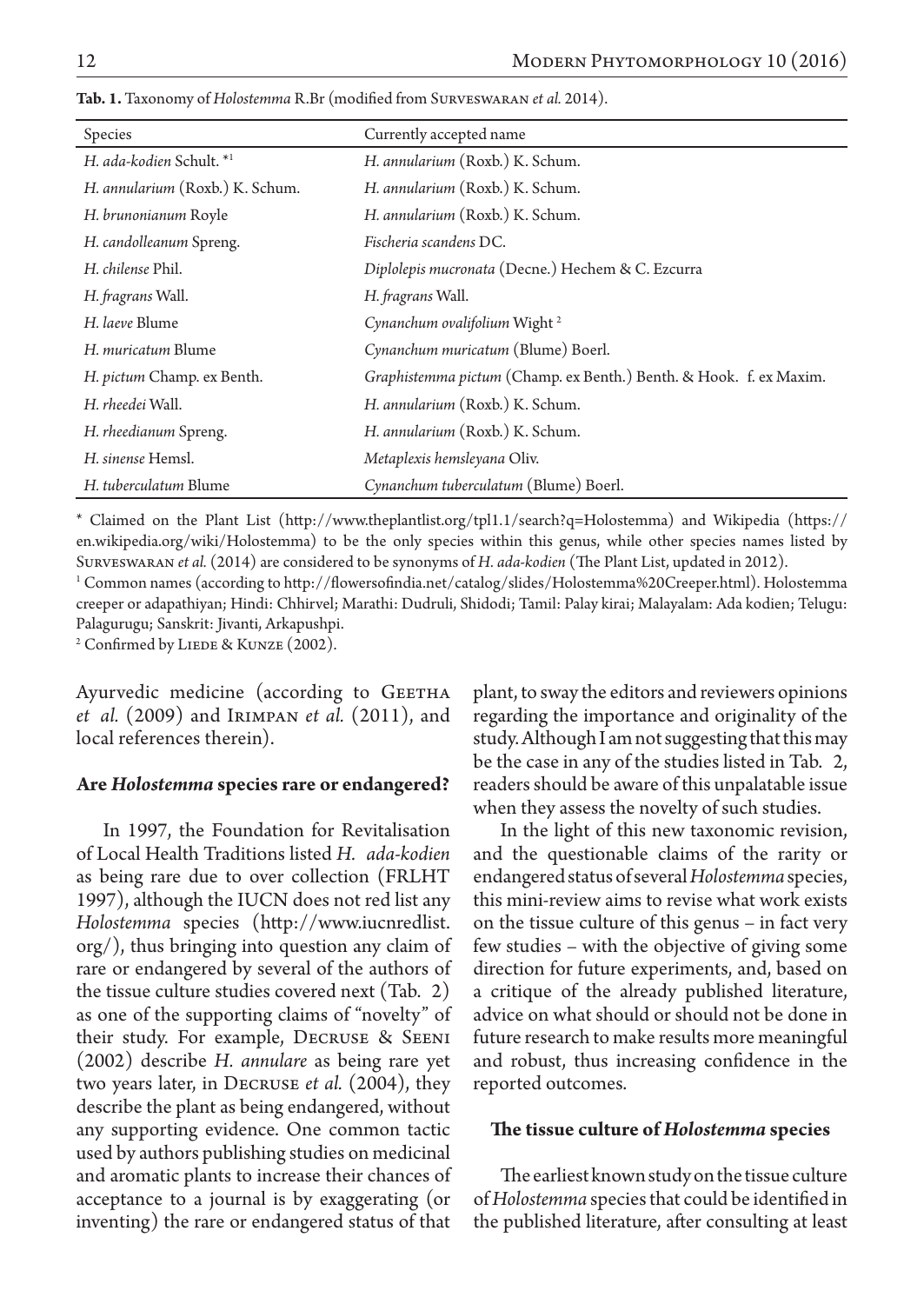**Tab. 1.** Taxonomy of *Holostemma* R.Br (modified from Surveswaran *et al.* 2014).

| Species | Currently accepted name |
|---|---|
| *H. ada-kodien* Schult. *[1] | *H. annularium* (Roxb.) K. Schum. |
| *H. annularium* (Roxb.) K. Schum. | *H. annularium* (Roxb.) K. Schum. |
| *H. brunonianum* Royle | *H. annularium* (Roxb.) K. Schum. |
| *H. candolleanum* Spreng. | *Fischeria scandens* DC. |
| *H. chilense* Phil. | *Diplolepis mucronata* (Decne.) Hechem & C. Ezcurra |
| *H. fragrans* Wall. | *H. fragrans* Wall. |
| *H. laeve* Blume | *Cynanchum ovalifolium* Wight [2] |
| *H. muricatum* Blume | *Cynanchum muricatum* (Blume) Boerl. |
| *H. pictum* Champ. ex Benth. | *Graphistemma pictum* (Champ. ex Benth.) Benth. & Hook. f. ex Maxim. |
| *H. rheedei* Wall. | *H. annularium* (Roxb.) K. Schum. |
| *H. rheedianum* Spreng. | *H. annularium* (Roxb.) K. Schum. |
| *H. sinense* Hemsl. | *Metaplexis hemsleyana* Oliv. |
| *H. tuberculatum* Blume | *Cynanchum tuberculatum* (Blume) Boerl. |

\* Claimed on the Plant List (http://www.theplantlist.org/tpl1.1/search?q=Holostemma) and Wikipedia (https://en.wikipedia.org/wiki/Holostemma) to be the only species within this genus, while other species names listed by Surveswaran *et al.* (2014) are considered to be synonyms of *H. ada-kodien* (The Plant List, updated in 2012).

[1] Common names (according to http://flowersofindia.net/catalog/slides/Holostemma%20Creeper.html). Holostemma creeper or adapathiyan; Hindi: Chhirvel; Marathi: Dudruli, Shidodi; Tamil: Palay kirai; Malayalam: Ada kodien; Telugu: Palagurugu; Sanskrit: Jivanti, Arkapushpi.

[2] Confirmed by Liede & Kunze (2002).

Ayurvedic medicine (according to Geetha *et al.* (2009) and Irimpan *et al.* (2011), and local references therein).

## Are *Holostemma* species rare or endangered?

In 1997, the Foundation for Revitalisation of Local Health Traditions listed *H. ada-kodien* as being rare due to over collection (FRLHT 1997), although the IUCN does not red list any *Holostemma* species (http://www.iucnredlist.org/), thus bringing into question any claim of rare or endangered by several of the authors of the tissue culture studies covered next (Tab. 2) as one of the supporting claims of "novelty" of their study. For example, Decruse & Seeni (2002) describe *H. annulare* as being rare yet two years later, in Decruse *et al.* (2004), they describe the plant as being endangered, without any supporting evidence. One common tactic used by authors publishing studies on medicinal and aromatic plants to increase their chances of acceptance to a journal is by exaggerating (or inventing) the rare or endangered status of that plant, to sway the editors and reviewers opinions regarding the importance and originality of the study. Although I am not suggesting that this may be the case in any of the studies listed in Tab. 2, readers should be aware of this unpalatable issue when they assess the novelty of such studies.

In the light of this new taxonomic revision, and the questionable claims of the rarity or endangered status of several *Holostemma* species, this mini-review aims to revise what work exists on the tissue culture of this genus – in fact very few studies – with the objective of giving some direction for future experiments, and, based on a critique of the already published literature, advice on what should or should not be done in future research to make results more meaningful and robust, thus increasing confidence in the reported outcomes.

## The tissue culture of *Holostemma* species

The earliest known study on the tissue culture of *Holostemma* species that could be identified in the published literature, after consulting at least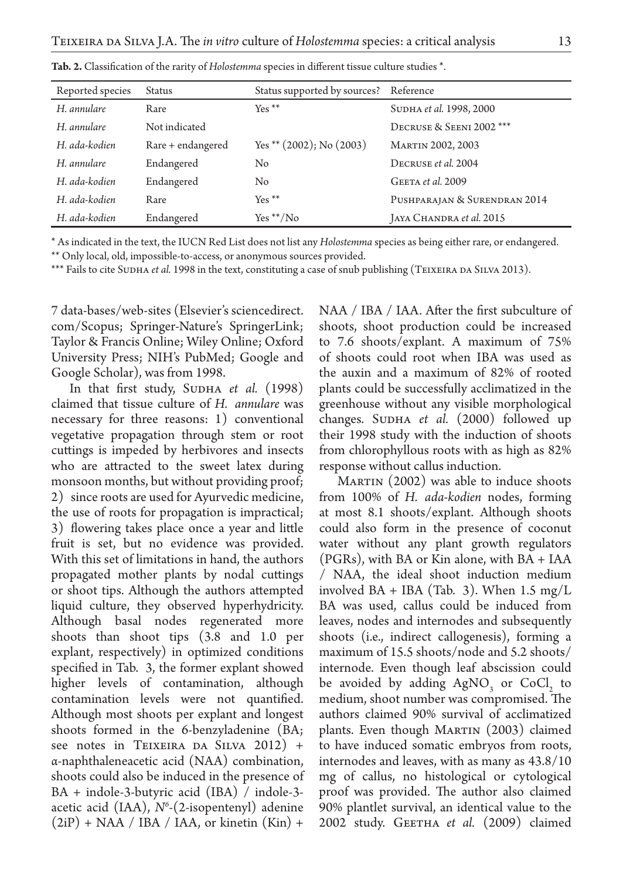**Tab. 2.** Classification of the rarity of *Holostemma* species in different tissue culture studies *.

| Reported species | Status | Status supported by sources? | Reference |
|---|---|---|---|
| *H. annulare* | Rare | Yes ** | Sudha *et al.* 1998, 2000 |
| *H. annulare* | Not indicated | | Decruse & Seeni 2002 *** |
| *H. ada-kodien* | Rare + endangered | Yes ** (2002); No (2003) | Martin 2002, 2003 |
| *H. annulare* | Endangered | No | Decruse *et al.* 2004 |
| *H. ada-kodien* | Endangered | No | Geeta *et al.* 2009 |
| *H. ada-kodien* | Rare | Yes ** | Pushparajan & Surendran 2014 |
| *H. ada-kodien* | Endangered | Yes **/No | Jaya Chandra *et al.* 2015 |

* As indicated in the text, the IUCN Red List does not list any *Holostemma* species as being either rare, or endangered.

** Only local, old, impossible-to-access, or anonymous sources provided.

*** Fails to cite Sudha *et al.* 1998 in the text, constituting a case of snub publishing (Teixeira da Silva 2013).

7 data-bases/web-sites (Elsevier's sciencedirect.com/Scopus; Springer-Nature's SpringerLink; Taylor & Francis Online; Wiley Online; Oxford University Press; NIH's PubMed; Google and Google Scholar), was from 1998.

In that first study, Sudha *et al.* (1998) claimed that tissue culture of *H. annulare* was necessary for three reasons: 1) conventional vegetative propagation through stem or root cuttings is impeded by herbivores and insects who are attracted to the sweet latex during monsoon months, but without providing proof; 2) since roots are used for Ayurvedic medicine, the use of roots for propagation is impractical; 3) flowering takes place once a year and little fruit is set, but no evidence was provided. With this set of limitations in hand, the authors propagated mother plants by nodal cuttings or shoot tips. Although the authors attempted liquid culture, they observed hyperhydricity. Although basal nodes regenerated more shoots than shoot tips (3.8 and 1.0 per explant, respectively) in optimized conditions specified in Tab. 3, the former explant showed higher levels of contamination, although contamination levels were not quantified. Although most shoots per explant and longest shoots formed in the 6-benzyladenine (BA; see notes in Teixeira da Silva 2012) + α-naphthaleneacetic acid (NAA) combination, shoots could also be induced in the presence of BA + indole-3-butyric acid (IBA) / indole-3-acetic acid (IAA), $N^6$-(2-isopentenyl) adenine (2iP) + NAA / IBA / IAA, or kinetin (Kin) + NAA / IBA / IAA. After the first subculture of shoots, shoot production could be increased to 7.6 shoots/explant. A maximum of 75% of shoots could root when IBA was used as the auxin and a maximum of 82% of rooted plants could be successfully acclimatized in the greenhouse without any visible morphological changes. Sudha *et al.* (2000) followed up their 1998 study with the induction of shoots from chlorophyllous roots with as high as 82% response without callus induction.

Martin (2002) was able to induce shoots from 100% of *H. ada-kodien* nodes, forming at most 8.1 shoots/explant. Although shoots could also form in the presence of coconut water without any plant growth regulators (PGRs), with BA or Kin alone, with BA + IAA / NAA, the ideal shoot induction medium involved BA + IBA (Tab. 3). When 1.5 mg/L BA was used, callus could be induced from leaves, nodes and internodes and subsequently shoots (i.e., indirect callogenesis), forming a maximum of 15.5 shoots/node and 5.2 shoots/internode. Even though leaf abscission could be avoided by adding $AgNO_3$ or $CoCl_2$ to medium, shoot number was compromised. The authors claimed 90% survival of acclimatized plants. Even though Martin (2003) claimed to have induced somatic embryos from roots, internodes and leaves, with as many as 43.8/10 mg of callus, no histological or cytological proof was provided. The author also claimed 90% plantlet survival, an identical value to the 2002 study. Geetha *et al.* (2009) claimed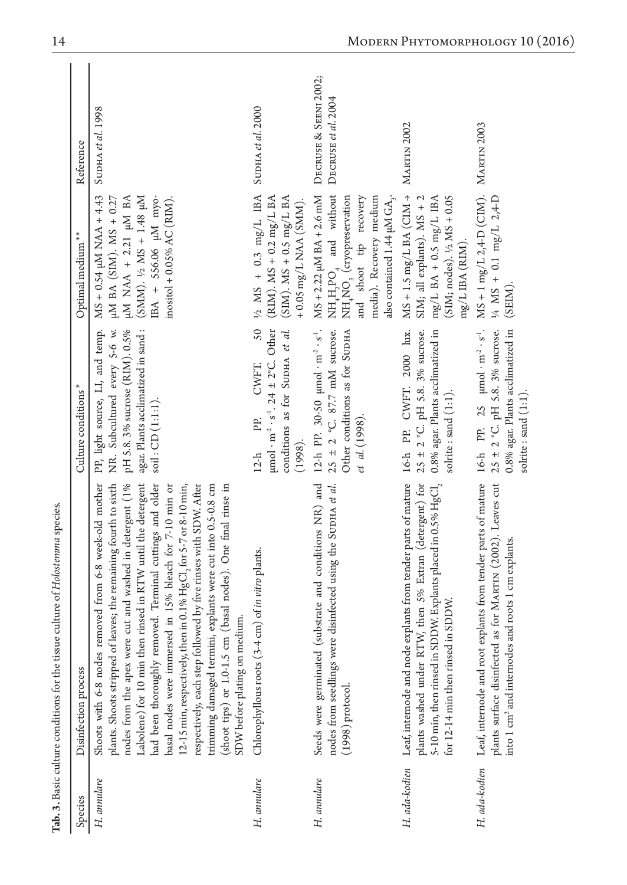**Tab. 3.** Basic culture conditions for the tissue culture of *Holostemma* species.

| Species | Disinfection process | Culture conditions* | Optimal medium** | Reference |
|---|---|---|---|---|
| *H. annulare* | Shoots with 6-8 nodes removed from 6-8 week-old mother plants. Shoots stripped of leaves; the remaining fourth to sixth nodes from the apex were cut and washed in detergent (1% Labolene) for 10 min then rinsed in RTW until the detergent had been thoroughly removed. Terminal cuttings and older basal nodes were immersed in 15% bleach for 7-10 min or 12-15 min, respectively, then in 0.1% $HgCl_2$ for 5-7 or 8-10 min, respectively, each step followed by five rinses with SDW. After trimming damaged termini, explants were cut into 0.5-0.8 cm (shoot tips) or 1.0-1.5 cm (basal nodes). One final rinse in SDW before plating on medium. | PP, light source, LI, and temp. NR. Subcultured every 5-6 w. pH 5.8. 3% sucrose (RIM). 0.5% agar. Plants acclimatized in sand : soil : CD (1:1:1). | MS + 0.54 μM NAA + 4.43 μM BA (SIM). MS + 0.27 μM NAA + 2.21 μM BA (SMM). ½ MS + 1.48 μM IBA + 556.06 μM myo-inositol + 0.05% AC (RIM). | Sudha *et al.* 1998 |
| *H. annulare* | Chlorophyllous roots (3-4 cm) of *in vitro* plants. | 12-h PP. CWFT. 50 $\mu mol \cdot m^{-2} \cdot s^{-1}$. 24 ± 2°C. Other conditions as for Sudha *et al.* (1998). | ½ MS + 0.3 mg/L IBA (RIM). MS + 0.2 mg/L BA (SIM). MS + 0.5 mg/L BA + 0.05 mg/L NAA (SMM). | Sudha *et al.* 2000 |
| *H. annulare* | Seeds were germinated (substrate and conditions NR) and nodes from seedlings were disinfected using the Sudha *et al.* (1998) protocol. | 12-h PP. 30-50 $\mu mol \cdot m^{-2} \cdot s^{-1}$. 25 ± 2 °C. 87.7 mM sucrose. Other conditions as for Sudha *et al.* (1998). | MS + 2.22 μM BA + 2.6 mM $NH_4H_2PO_4$ and without $NH_4NO_3$ (cryopreservation and shoot tip recovery media). Recovery medium also contained 1.44 μM $GA_3$. | Decruse & Seeni 2002; Decruse *et al.* 2004 |
| *H. ada-kodien* | Leaf, internode and node explants from tender parts of mature plants washed under RTW, then 5% Extran (detergent) for 5-10 min, then rinsed in SDDW. Explants placed in 0.5% $HgCl_2$ for 12-14 min then rinsed in SDDW. | 16-h PP. CWFT. 2000 lux. 25 ± 2 °C. pH 5.8. 3% sucrose. 0.8% agar. Plants acclimatized in solrite : sand (1:1). | MS + 1.5 mg/L BA (CIM → SIM; all explants). MS + 2 mg/L BA + 0.5 mg/L IBA (SIM; nodes). ½ MS + 0.05 mg/L IBA (RIM). | Martin 2002 |
| *H. ada-kodien* | Leaf, internode and root explants from tender parts of mature plants surface disinfected as for Martin (2002). Leaves cut into 1 $cm^2$ and internodes and roots 1 cm explants. | 16-h PP. 25 $\mu mol \cdot m^{-2} \cdot s^{-1}$. 25 ± 2 °C. pH 5.8. 3% sucrose. 0.8% agar. Plants acclimatized in solrite : sand (1:1). | MS + 1 mg/L 2,4-D (CIM). ¼ MS + 0.1 mg/L 2,4-D (SEIM). | Martin 2003 |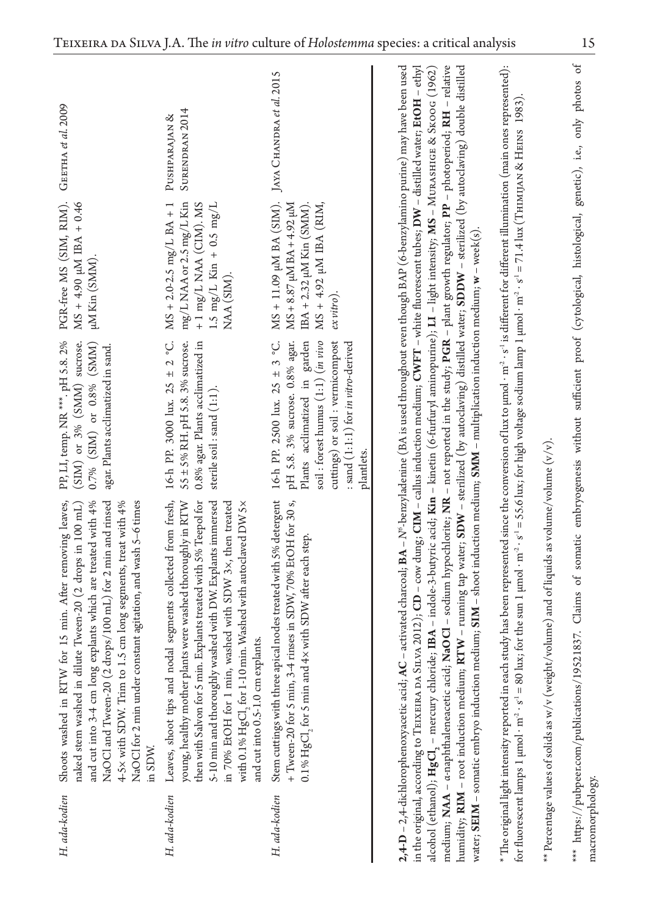| | | | | |
|---|---|---|---|---|
| *H. ada-kodien* | Shoots washed in RTW for 15 min. After removing leaves, naked stem washed in dilute Tween-20 (2 drops in 100 mL) and cut into 3-4 cm long explants which are treated with 4% NaOCl and Tween-20 (2 drops/100 mL) for 2 min and rinsed 4-5× with SDW. Trim to 1.5 cm long segments, treat with 4% NaOCl for 2 min under constant agitation, and wash 5–6 times in SDW. | PP, LI, temp. NR ***. pH 5.8. 2% (SIM) or 3% (SMM) sucrose. 0.7% (SIM) or 0.8% (SMM) agar. Plants acclimatized in sand. | PGR-free MS (SIM, RIM). MS + 4.90 µM IBA + 0.46 µM Kin (SMM). | Geetha *et al.* 2009 |
| *H. ada-kodien* | Leaves, shoot tips and nodal segments collected from fresh, young, healthy mother plants were washed thoroughly in RTW then with Salvon for 5 min. Explants treated with 5% Teepol for 5-10 min and thoroughly washed with DW. Explants immersed in 70% EtOH for 1 min, washed with SDW 3×, then treated with 0.1% $HgCl_2$ for 1-10 min. Washed with autoclaved DW 5× and cut into 0.5-1.0 cm explants. | 16-h PP. 3000 lux. 25 ± 2 °C. 55 ± 5% RH. pH 5.8. 3% sucrose. 0.8% agar. Plants acclimatized in sterile soil : sand (1:1). | MS + 2.0-2.5 mg/L BA + 1 mg/L NAA or 2.5 mg/L Kin + 1 mg/L NAA (CIM). MS 1.5 mg/L Kin + 0.5 mg/L NAA (SIM). | Pushparajan & Surendran 2014 |
| *H. ada-kodien* | Stem cuttings with three apical nodes treated with 5% detergent + Tween-20 for 5 min, 3-4 rinses in SDW, 70% EtOH for 30 s, 0.1% $HgCl_2$ for 5 min and 4× with SDW after each step. | 16-h PP. 2500 lux. 25 ± 3 °C. pH 5.8. 3% sucrose. 0.8% agar. Plants acclimatized in garden soil : forest humus (1:1) (*in vivo* cuttings) or soil : vermicompost : sand (1:1:1) for *in vitro*-derived plantlets. | MS + 11.09 µM BA (SIM). MS + 8.87 µM BA + 4.92 µM IBA + 2.32 µM Kin (SMM). MS + 4.92 µM IBA (RIM, *ex vitro*). | Jaya Chandra *et al.* 2015 |

**2,4-D** – 2,4-dichlorophenoxyacetic acid; **AC** – activated charcoal; **BA** – $N^6$-benzyladenine (BA is used throughout even though BAP (6-benzylamino purine) may have been used in the original, according to Teixeira da Silva 2012); **CD** – cow dung; **CIM** – callus induction medium; **CWFT** – white fluorescent tubes; **DW** – distilled water; **EtOH** – ethyl alcohol (ethanol); $HgCl_2$ – mercury chloride; **IBA** – indole-3-butyric acid; **Kin** – kinetin (6-furfuryl aminopurine); **LI** – light intensity; **MS** – Murashige & Skoog (1962) medium; **NAA** – α-naphthaleneacetic acid; **NaOCl** – sodium hypochlorite; **NR** – not reported in the study; **PGR** – plant growth regulator; **PP** – photoperiod; **RH** – relative humidity; **RIM** – root induction medium; **RTW** – running tap water; **SDW** – sterilized (by autoclaving) distilled water; **SDDW** – sterilized (by autoclaving) double distilled water; **SEIM** – somatic embryo induction medium; **SIM** – shoot induction medium; **SMM** – multiplication induction medium; **w** – week(s).

\* The original light intensity reported in each study has been represented since the conversion of lux to µmol · $m^{-2}$ · $s^{-1}$ is different for different illumination (main ones represented): for fluorescent lamps 1 µmol · $m^{-2}$ · $s^{-1}$ = 80 lux; for the sun 1 µmol · $m^{-2}$ · $s^{-1}$ = 55.6 lux; for high voltage sodium lamp 1 µmol · $m^{-2}$ · $s^{-1}$ = 71.4 lux (Thimijan & Heins 1983).

\** Percentage values of solids as w/v (weight/volume) and of liquids as volume/volume (v/v).

\*** https://pubpeer.com/publications/19521837. Claims of somatic embryogenesis without sufficient proof (cytological, histological, genetic), i.e., only photos of macromorphology.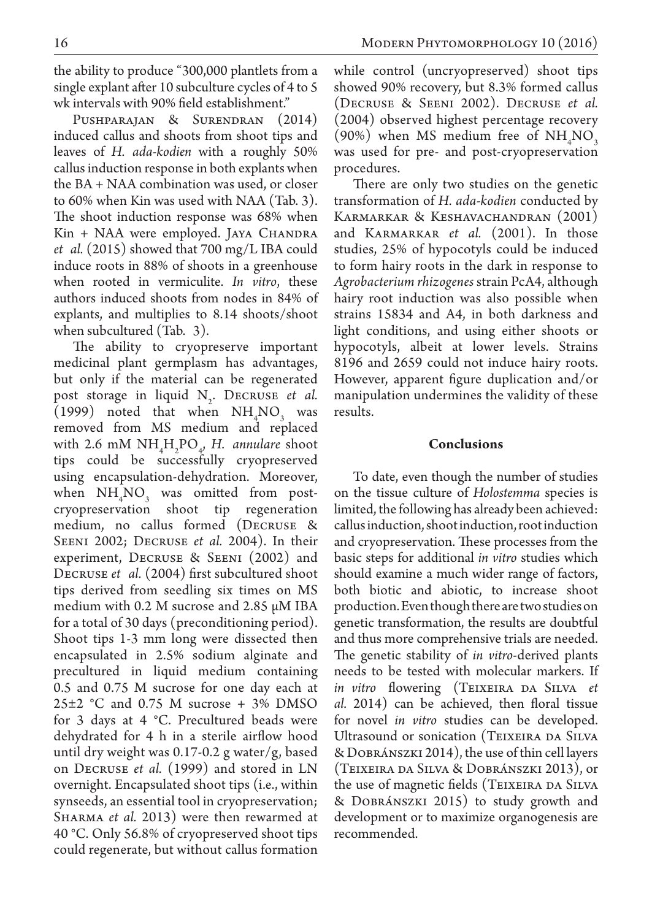the ability to produce "300,000 plantlets from a single explant after 10 subculture cycles of 4 to 5 wk intervals with 90% field establishment."

Pushparajan & Surendran (2014) induced callus and shoots from shoot tips and leaves of *H. ada-kodien* with a roughly 50% callus induction response in both explants when the BA + NAA combination was used, or closer to 60% when Kin was used with NAA (Tab. 3). The shoot induction response was 68% when Kin + NAA were employed. Jaya Chandra *et al.* (2015) showed that 700 mg/L IBA could induce roots in 88% of shoots in a greenhouse when rooted in vermiculite. *In vitro*, these authors induced shoots from nodes in 84% of explants, and multiplies to 8.14 shoots/shoot when subcultured (Tab. 3).

The ability to cryopreserve important medicinal plant germplasm has advantages, but only if the material can be regenerated post storage in liquid $N_2$. Decruse *et al.* (1999) noted that when $NH_4NO_3$ was removed from MS medium and replaced with 2.6 mM $NH_4H_2PO_4$, *H. annulare* shoot tips could be successfully cryopreserved using encapsulation-dehydration. Moreover, when $NH_4NO_3$ was omitted from post-cryopreservation shoot tip regeneration medium, no callus formed (Decruse & Seeni 2002; Decruse *et al.* 2004). In their experiment, Decruse & Seeni (2002) and Decruse *et al.* (2004) first subcultured shoot tips derived from seedling six times on MS medium with 0.2 M sucrose and 2.85 μM IBA for a total of 30 days (preconditioning period). Shoot tips 1-3 mm long were dissected then encapsulated in 2.5% sodium alginate and precultured in liquid medium containing 0.5 and 0.75 M sucrose for one day each at 25±2 °C and 0.75 M sucrose + 3% DMSO for 3 days at 4 °C. Precultured beads were dehydrated for 4 h in a sterile airflow hood until dry weight was 0.17-0.2 g water/g, based on Decruse *et al.* (1999) and stored in LN overnight. Encapsulated shoot tips (i.e., within synseeds, an essential tool in cryopreservation; Sharma *et al.* 2013) were then rewarmed at 40 °C. Only 56.8% of cryopreserved shoot tips could regenerate, but without callus formation while control (uncryopreserved) shoot tips showed 90% recovery, but 8.3% formed callus (Decruse & Seeni 2002). Decruse *et al.* (2004) observed highest percentage recovery (90%) when MS medium free of $NH_4NO_3$ was used for pre- and post-cryopreservation procedures.

There are only two studies on the genetic transformation of *H. ada-kodien* conducted by Karmarkar & Keshavachandran (2001) and Karmarkar *et al.* (2001). In those studies, 25% of hypocotyls could be induced to form hairy roots in the dark in response to *Agrobacterium rhizogenes* strain PcA4, although hairy root induction was also possible when strains 15834 and A4, in both darkness and light conditions, and using either shoots or hypocotyls, albeit at lower levels. Strains 8196 and 2659 could not induce hairy roots. However, apparent figure duplication and/or manipulation undermines the validity of these results.

## Conclusions

To date, even though the number of studies on the tissue culture of *Holostemma* species is limited, the following has already been achieved: callus induction, shoot induction, root induction and cryopreservation. These processes from the basic steps for additional *in vitro* studies which should examine a much wider range of factors, both biotic and abiotic, to increase shoot production. Even though there are two studies on genetic transformation, the results are doubtful and thus more comprehensive trials are needed. The genetic stability of *in vitro*-derived plants needs to be tested with molecular markers. If *in vitro* flowering (Teixeira da Silva *et al.* 2014) can be achieved, then floral tissue for novel *in vitro* studies can be developed. Ultrasound or sonication (Teixeira da Silva & Dobránszki 2014), the use of thin cell layers (Teixeira da Silva & Dobránszki 2013), or the use of magnetic fields (Teixeira da Silva & Dobránszki 2015) to study growth and development or to maximize organogenesis are recommended.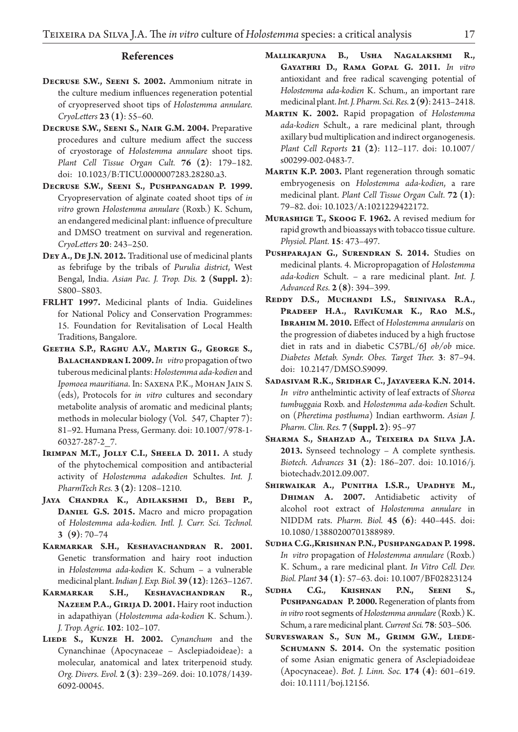## References

**Decruse S.W., Seeni S. 2002.** Ammonium nitrate in the culture medium influences regeneration potential of cryopreserved shoot tips of *Holostemma annulare*. *CryoLetters* **23 (1)**: 55–60.

**Decruse S.W., Seeni S., Nair G.M. 2004.** Preparative procedures and culture medium affect the success of cryostorage of *Holostemma annulare* shoot tips. *Plant Cell Tissue Organ Cult.* **76 (2)**: 179–182. doi: 10.1023/B:TICU.0000007283.28280.a3.

**Decruse S.W., Seeni S., Pushpangadan P. 1999.** Cryopreservation of alginate coated shoot tips of *in vitro* grown *Holostemma annulare* (Roxb.) K. Schum, an endangered medicinal plant: influence of preculture and DMSO treatment on survival and regeneration. *CryoLetters* **20**: 243–250.

**Dey A., De J.N. 2012.** Traditional use of medicinal plants as febrifuge by the tribals of *Purulia district*, West Bengal, India. *Asian Pac. J. Trop. Dis.* **2 (Suppl. 2)**: S800–S803.

**FRLHT 1997.** Medicinal plants of India. Guidelines for National Policy and Conservation Programmes: 15. Foundation for Revitalisation of Local Health Traditions, Bangalore.

**Geetha S.P., Raghu A.V., Martin G., George S., Balachandran I. 2009.** *In vitro* propagation of two tuberous medicinal plants: *Holostemma ada-kodien* and *Ipomoea mauritiana*. In: Saxena P.K., Mohan Jain S. (eds), Protocols for *in vitro* cultures and secondary metabolite analysis of aromatic and medicinal plants; methods in molecular biology (Vol. 547, Chapter 7): 81–92. Humana Press, Germany. doi: 10.1007/978-1-60327-287-2_7.

**Irimpan M.T., Jolly C.I., Sheela D. 2011.** A study of the phytochemical composition and antibacterial activity of *Holostemma adakodien* Schultes. *Int. J. PharmTech Res.* **3 (2)**: 1208–1210.

**Jaya Chandra K., Adilakshmi D., Bebi P., Daniel G.S. 2015.** Macro and micro propagation of *Holostemma ada-kodien. Intl. J. Curr. Sci. Technol.* **3 (9)**: 70–74

**Karmarkar S.H., Keshavachandran R. 2001.** Genetic transformation and hairy root induction in *Holostemma ada-kodien* K. Schum – a vulnerable medicinal plant. *Indian J. Exp. Biol.* **39 (12)**: 1263–1267.

**Karmarkar S.H., Keshavachandran R., Nazeem P.A., Girija D. 2001.** Hairy root induction in adapathiyan (*Holostemma ada-kodien* K. Schum.). *J. Trop. Agric.* **102**: 102–107.

**Liede S., Kunze H. 2002.** *Cynanchum* and the Cynanchinae (Apocynaceae – Asclepiadoideae): a molecular, anatomical and latex triterpenoid study. *Org. Divers. Evol.* **2 (3)**: 239–269. doi: 10.1078/1439-6092-00045.

**Mallikarjuna B., Usha Nagalakshmi R., Gayathri D., Rama Gopal G. 2011.** *In vitro* antioxidant and free radical scavenging potential of *Holostemma ada-kodien* K. Schum., an important rare medicinal plant. *Int. J. Pharm. Sci. Res.* **2 (9)**: 2413–2418.

**Martin K. 2002.** Rapid propagation of *Holostemma ada-kodien* Schult., a rare medicinal plant, through axillary bud multiplication and indirect organogenesis. *Plant Cell Reports* **21 (2)**: 112–117. doi: 10.1007/s00299-002-0483-7.

**Martin K.P. 2003.** Plant regeneration through somatic embryogenesis on *Holostemma ada-kodien*, a rare medicinal plant. *Plant Cell Tissue Organ Cult.* **72 (1)**: 79–82. doi: 10.1023/A:1021229422172.

**Murashige T., Skoog F. 1962.** A revised medium for rapid growth and bioassays with tobacco tissue culture. *Physiol. Plant.* **15**: 473–497.

**Pushparajan G., Surendran S. 2014.** Studies on medicinal plants. 4. Micropropagation of *Holostemma ada-kodien* Schult. – a rare medicinal plant. *Int. J. Advanced Res.* **2 (8)**: 394–399.

**Reddy D.S., Muchandi I.S., Srinivasa R.A., Pradeep H.A., RaviKumar K., Rao M.S., Ibrahim M. 2010.** Effect of *Holostemma annularis* on the progression of diabetes induced by a high fructose diet in rats and in diabetic C57BL/6J *ob/ob* mice. *Diabetes Metab. Syndr. Obes. Target Ther.* **3**: 87–94. doi: 10.2147/DMSO.S9099.

**Sadasivam R.K., Sridhar C., Jayaveera K.N. 2014.** *In vitro* anthelmintic activity of leaf extracts of *Shorea tumbuggaia* Roxb. and *Holostemma ada-kodien* Schult. on (*Pheretima posthuma*) Indian earthworm. *Asian J. Pharm. Clin. Res.* **7 (Suppl. 2)**: 95–97

**Sharma S., Shahzad A., Teixeira da Silva J.A. 2013.** Synseed technology – A complete synthesis. *Biotech. Advances* **31 (2)**: 186–207. doi: 10.1016/j.biotechadv.2012.09.007.

**Shirwaikar A., Punitha I.S.R., Upadhye M., Dhiman A. 2007.** Antidiabetic activity of alcohol root extract of *Holostemma annulare* in NIDDM rats. *Pharm. Biol.* **45 (6)**: 440–445. doi: 10.1080/13880200701388989.

**Sudha C.G., Krishnan P.N., Pushpangadan P. 1998.** *In vitro* propagation of *Holostemma annulare* (Roxb.) K. Schum., a rare medicinal plant. *In Vitro Cell. Dev. Biol. Plant* **34 (1)**: 57–63. doi: 10.1007/BF02823124

**Sudha C.G., Krishnan P.N., Seeni S., Pushpangadan P. 2000.** Regeneration of plants from *in vitro* root segments of *Holostemma annulare* (Roxb.) K. Schum, a rare medicinal plant. *Current Sci.* **78**: 503–506.

**Surveswaran S., Sun M., Grimm G.W., Liede-Schumann S. 2014.** On the systematic position of some Asian enigmatic genera of Asclepiadoideae (Apocynaceae). *Bot. J. Linn. Soc.* **174 (4)**: 601–619. doi: 10.1111/boj.12156.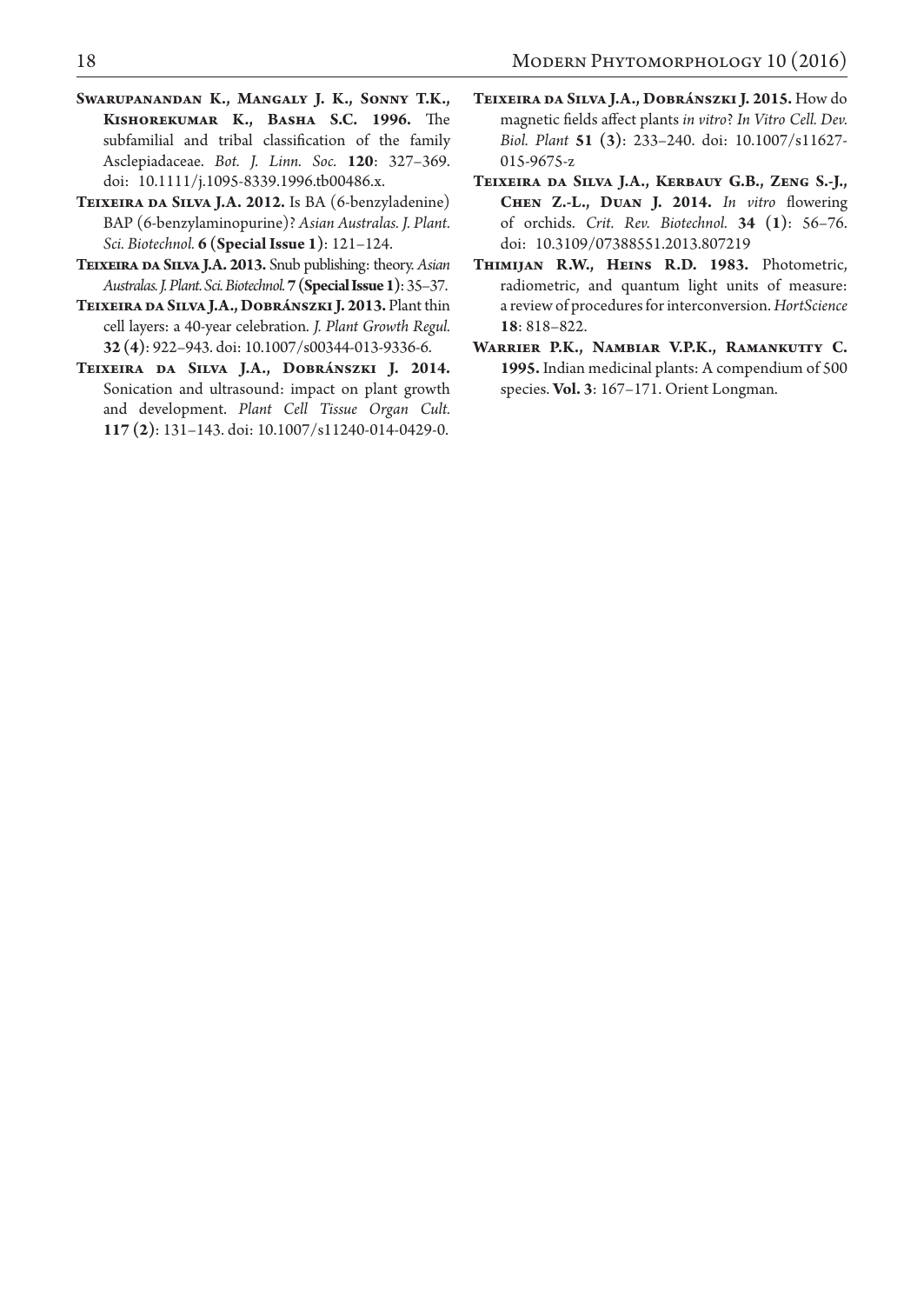**Swarupanandan K., Mangaly J. K., Sonny T.K., Kishorekumar K., Basha S.C. 1996.** The subfamilial and tribal classification of the family Asclepiadaceae. *Bot. J. Linn. Soc.* **120**: 327–369. doi: 10.1111/j.1095-8339.1996.tb00486.x.

**Teixeira da Silva J.A. 2012.** Is BA (6-benzyladenine) BAP (6-benzylaminopurine)? *Asian Australas. J. Plant. Sci. Biotechnol.* **6 (Special Issue 1)**: 121–124.

**Teixeira da Silva J.A. 2013.** Snub publishing: theory. *Asian Australas. J. Plant. Sci. Biotechnol.* **7 (Special Issue 1)**: 35–37.

**Teixeira da Silva J.A., Dobránszki J. 2013.** Plant thin cell layers: a 40-year celebration. *J. Plant Growth Regul.* **32 (4)**: 922–943. doi: 10.1007/s00344-013-9336-6.

**Teixeira da Silva J.A., Dobránszki J. 2014.** Sonication and ultrasound: impact on plant growth and development. *Plant Cell Tissue Organ Cult.* **117 (2)**: 131–143. doi: 10.1007/s11240-014-0429-0.

**Teixeira da Silva J.A., Dobránszki J. 2015.** How do magnetic fields affect plants *in vitro*? *In Vitro Cell. Dev. Biol. Plant* **51 (3)**: 233–240. doi: 10.1007/s11627-015-9675-z

**Teixeira da Silva J.A., Kerbauy G.B., Zeng S.-J., Chen Z.-L., Duan J. 2014.** *In vitro* flowering of orchids. *Crit. Rev. Biotechnol.* **34 (1)**: 56–76. doi: 10.3109/07388551.2013.807219

**Thimijan R.W., Heins R.D. 1983.** Photometric, radiometric, and quantum light units of measure: a review of procedures for interconversion. *HortScience* **18**: 818–822.

**Warrier P.K., Nambiar V.P.K., Ramankutty C. 1995.** Indian medicinal plants: A compendium of 500 species. **Vol. 3**: 167–171. Orient Longman.